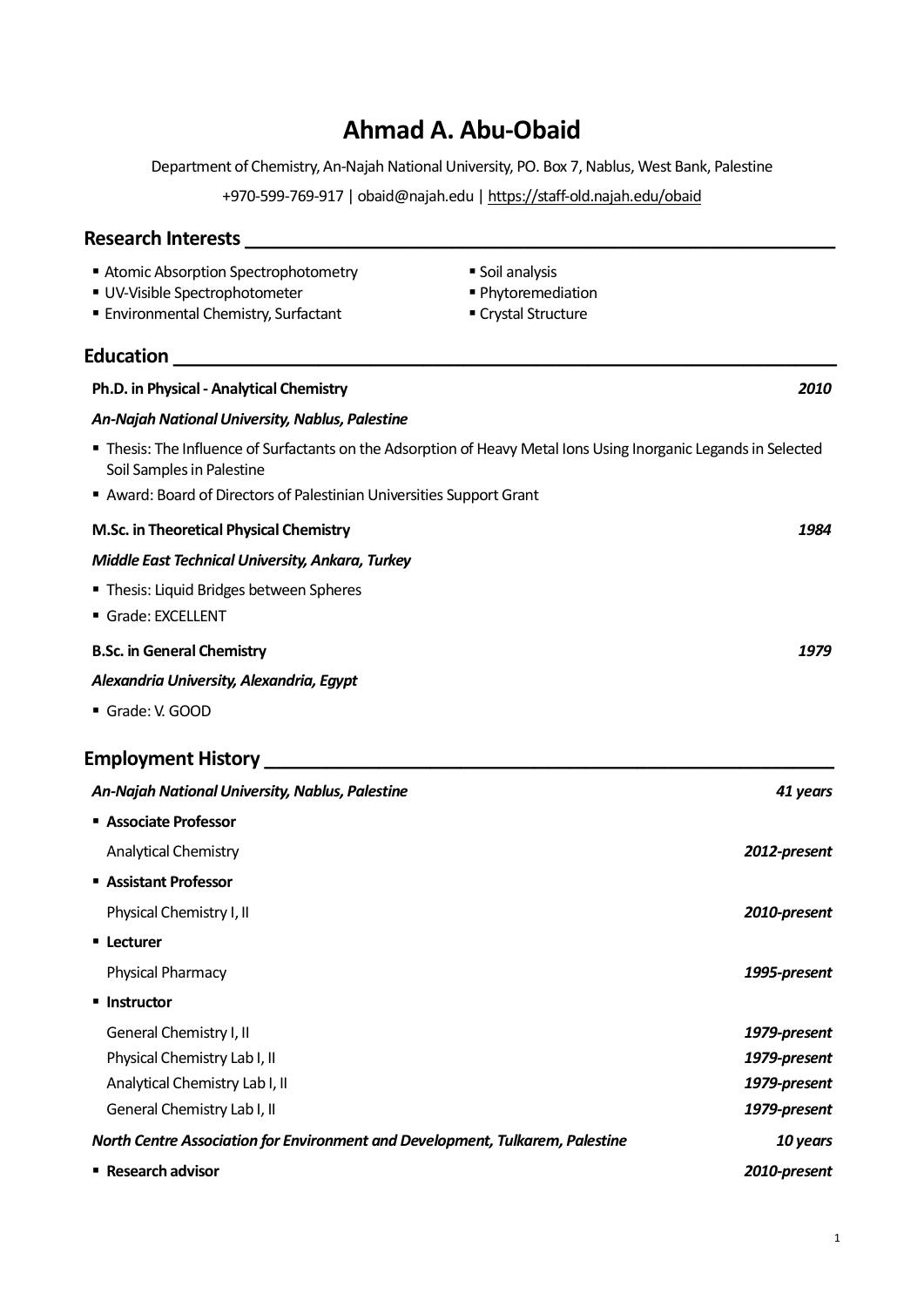# Ahmad A. Abu-Obaid

Department of Chemistry, An-Najah National University, PO. Box 7, Nablus, West Bank, Palestine

+970-599-769-917 | obaid@najah.edu | https://staff-old.najah.edu/obaid

## Research Interests

- Atomic Absorption Spectrophotometry
- UV-Visible Spectrophotometer
- Environmental Chemistry, Surfactant
- Soil analysis
- Phytoremediation
- Crystal Structure

## Education

**Ph.D. in Physical - Analytical Chemistry** *2010*

***An-Najah National University, Nablus, Palestine***

- Thesis: The Influence of Surfactants on the Adsorption of Heavy Metal Ions Using Inorganic Legands in Selected Soil Samples in Palestine
- Award: Board of Directors of Palestinian Universities Support Grant

**M.Sc. in Theoretical Physical Chemistry** *1984*

***Middle East Technical University, Ankara, Turkey***

- Thesis: Liquid Bridges between Spheres
- Grade: EXCELLENT

**B.Sc. in General Chemistry** *1979*

***Alexandria University, Alexandria, Egypt***

- Grade: V. GOOD

## Employment History

***An-Najah National University, Nablus, Palestine*** ***41 years***

- **Associate Professor**
  - Analytical Chemistry ***2012-present***
- **Assistant Professor**
  - Physical Chemistry I, II ***2010-present***
- **Lecturer**
  - Physical Pharmacy ***1995-present***
- **Instructor**
  - General Chemistry I, II ***1979-present***
  - Physical Chemistry Lab I, II ***1979-present***
  - Analytical Chemistry Lab I, II ***1979-present***
  - General Chemistry Lab I, II ***1979-present***

***North Centre Association for Environment and Development, Tulkarem, Palestine*** ***10 years***

- **Research advisor** ***2010-present***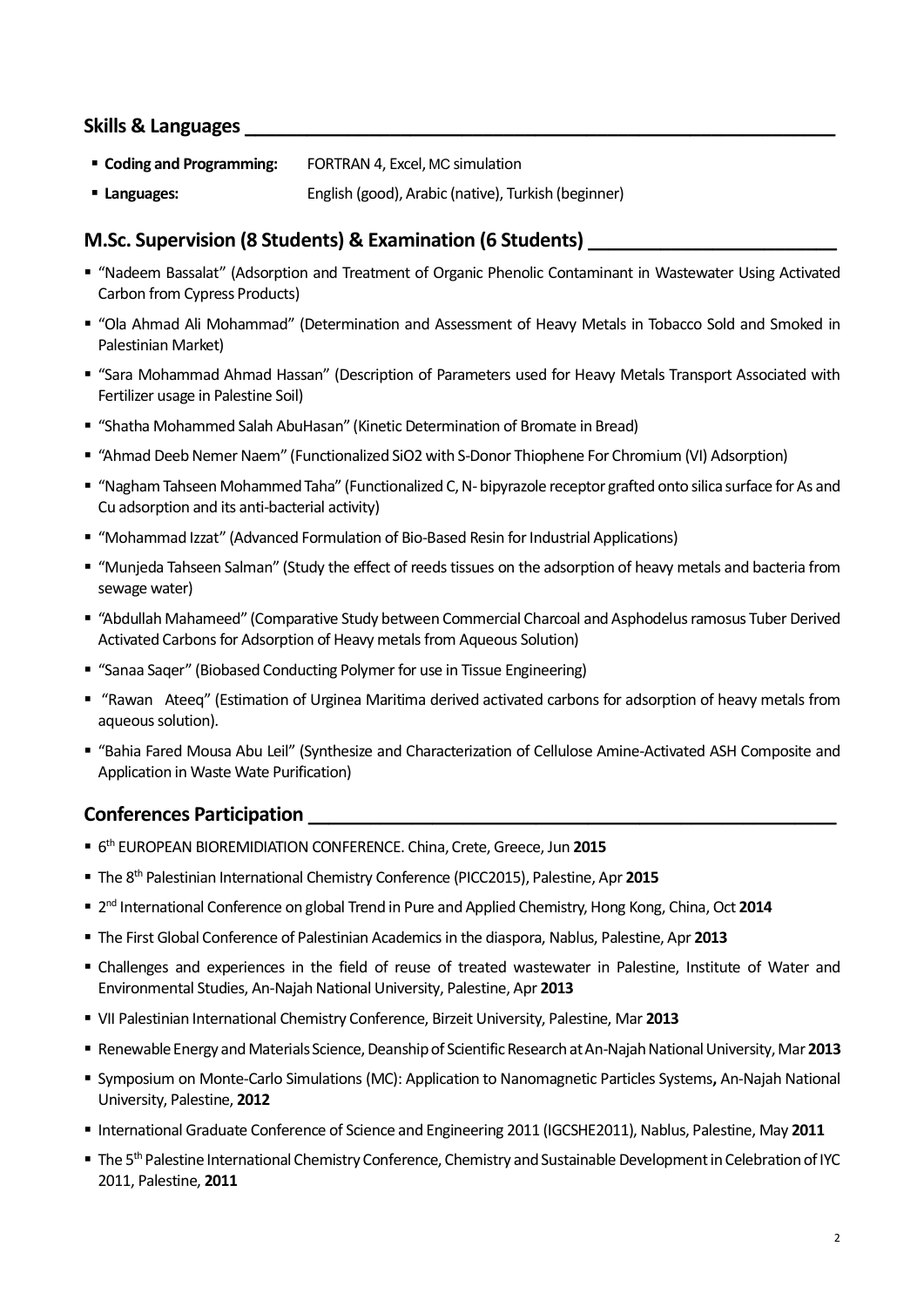## Skills & Languages

- **Coding and Programming:** FORTRAN 4, Excel, MC simulation
- **Languages:** English (good), Arabic (native), Turkish (beginner)

## M.Sc. Supervision (8 Students) & Examination (6 Students)

- "Nadeem Bassalat" (Adsorption and Treatment of Organic Phenolic Contaminant in Wastewater Using Activated Carbon from Cypress Products)
- "Ola Ahmad Ali Mohammad" (Determination and Assessment of Heavy Metals in Tobacco Sold and Smoked in Palestinian Market)
- "Sara Mohammad Ahmad Hassan" (Description of Parameters used for Heavy Metals Transport Associated with Fertilizer usage in Palestine Soil)
- "Shatha Mohammed Salah AbuHasan" (Kinetic Determination of Bromate in Bread)
- "Ahmad Deeb Nemer Naem" (Functionalized SiO2 with S-Donor Thiophene For Chromium (VI) Adsorption)
- "Nagham Tahseen Mohammed Taha" (Functionalized C, N- bipyrazole receptor grafted onto silica surface for As and Cu adsorption and its anti-bacterial activity)
- "Mohammad Izzat" (Advanced Formulation of Bio-Based Resin for Industrial Applications)
- "Munjeda Tahseen Salman" (Study the effect of reeds tissues on the adsorption of heavy metals and bacteria from sewage water)
- "Abdullah Mahameed" (Comparative Study between Commercial Charcoal and Asphodelus ramosus Tuber Derived Activated Carbons for Adsorption of Heavy metals from Aqueous Solution)
- "Sanaa Saqer" (Biobased Conducting Polymer for use in Tissue Engineering)
- "Rawan Ateeq" (Estimation of Urginea Maritima derived activated carbons for adsorption of heavy metals from aqueous solution).
- "Bahia Fared Mousa Abu Leil" (Synthesize and Characterization of Cellulose Amine-Activated ASH Composite and Application in Waste Wate Purification)

## Conferences Participation

- 6th EUROPEAN BIOREMIDIATION CONFERENCE. China, Crete, Greece, Jun **2015**
- The 8th Palestinian International Chemistry Conference (PICC2015), Palestine, Apr **2015**
- 2nd International Conference on global Trend in Pure and Applied Chemistry, Hong Kong, China, Oct **2014**
- The First Global Conference of Palestinian Academics in the diaspora, Nablus, Palestine, Apr **2013**
- Challenges and experiences in the field of reuse of treated wastewater in Palestine, Institute of Water and Environmental Studies, An-Najah National University, Palestine, Apr **2013**
- VII Palestinian International Chemistry Conference, Birzeit University, Palestine, Mar **2013**
- Renewable Energy and Materials Science, Deanship of Scientific Research at An-Najah National University, Mar **2013**
- Symposium on Monte-Carlo Simulations (MC): Application to Nanomagnetic Particles Systems**,** An-Najah National University, Palestine, **2012**
- International Graduate Conference of Science and Engineering 2011 (IGCSHE2011), Nablus, Palestine, May **2011**
- The 5th Palestine International Chemistry Conference, Chemistry and Sustainable Development in Celebration of IYC 2011, Palestine, **2011**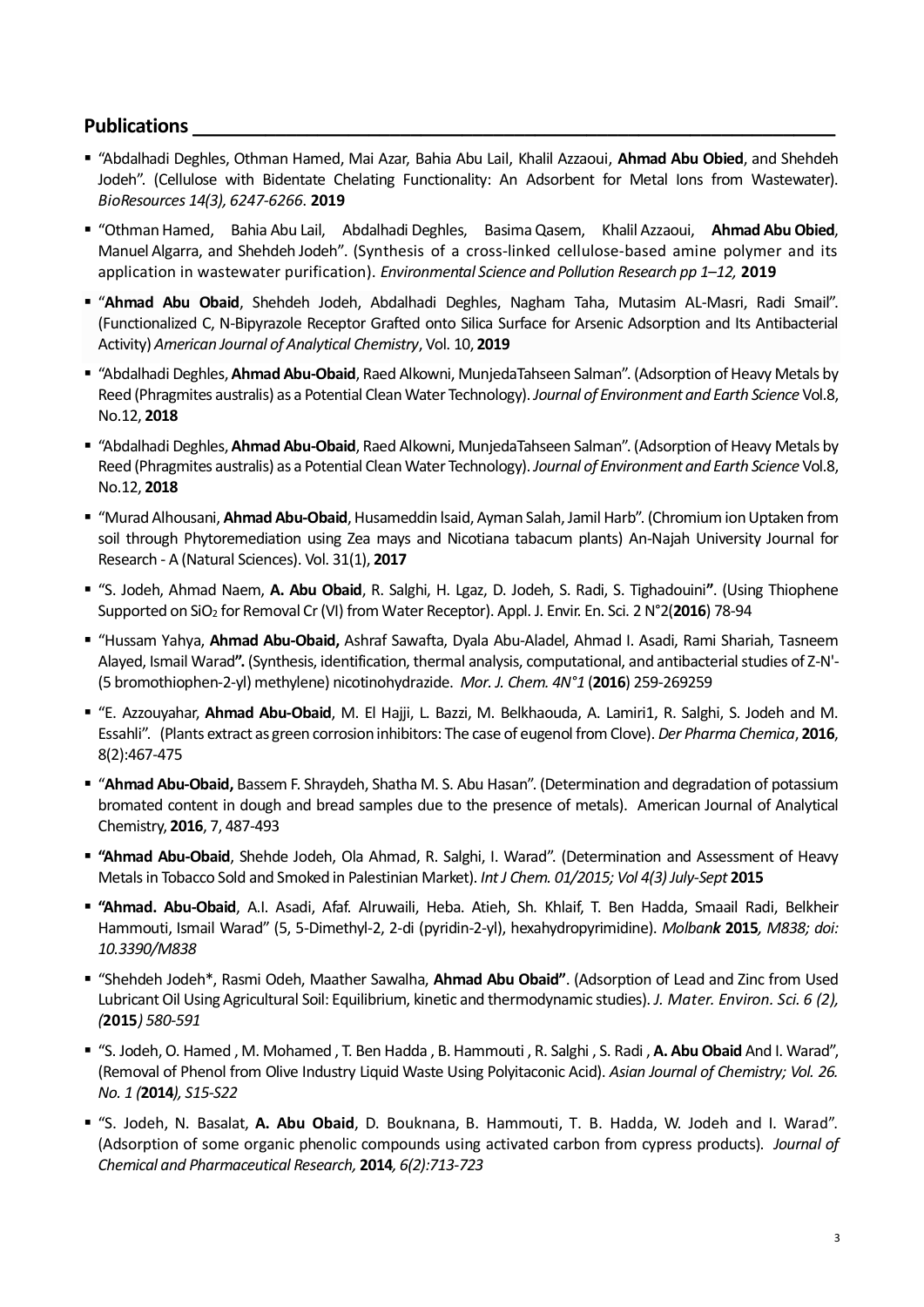## Publications

- "Abdalhadi Deghles, Othman Hamed, Mai Azar, Bahia Abu Lail, Khalil Azzaoui, **Ahmad Abu Obied**, and Shehdeh Jodeh". (Cellulose with Bidentate Chelating Functionality: An Adsorbent for Metal Ions from Wastewater). *BioResources 14(3), 6247-6266*. **2019**
- "Othman Hamed, Bahia Abu Lail, Abdalhadi Deghles, Basima Qasem, Khalil Azzaoui, **Ahmad Abu Obied**, Manuel Algarra, and Shehdeh Jodeh". (Synthesis of a cross-linked cellulose-based amine polymer and its application in wastewater purification). *Environmental Science and Pollution Research pp 1–12,* **2019**
- "**Ahmad Abu Obaid**, Shehdeh Jodeh, Abdalhadi Deghles, Nagham Taha, Mutasim AL-Masri, Radi Smail". (Functionalized C, N-Bipyrazole Receptor Grafted onto Silica Surface for Arsenic Adsorption and Its Antibacterial Activity) *American Journal of Analytical Chemistry*, Vol. 10, **2019**
- "Abdalhadi Deghles, **Ahmad Abu-Obaid**, Raed Alkowni, MunjedaTahseen Salman". (Adsorption of Heavy Metals by Reed (Phragmites australis) as a Potential Clean Water Technology). *Journal of Environment and Earth Science* Vol.8, No.12, **2018**
- "Abdalhadi Deghles, **Ahmad Abu-Obaid**, Raed Alkowni, MunjedaTahseen Salman". (Adsorption of Heavy Metals by Reed (Phragmites australis) as a Potential Clean Water Technology). *Journal of Environment and Earth Science* Vol.8, No.12, **2018**
- "Murad Alhousani, **Ahmad Abu-Obaid**, Husameddin lsaid, Ayman Salah, Jamil Harb". (Chromium ion Uptaken from soil through Phytoremediation using Zea mays and Nicotiana tabacum plants) An-Najah University Journal for Research - A (Natural Sciences). Vol. 31(1), **2017**
- "S. Jodeh, Ahmad Naem, **A. Abu Obaid**, R. Salghi, H. Lgaz, D. Jodeh, S. Radi, S. Tighadouini**"**. (Using Thiophene Supported on $SiO_2$ for Removal Cr (VI) from Water Receptor). Appl. J. Envir. En. Sci. 2 N°2(**2016**) 78-94
- "Hussam Yahya, **Ahmad Abu-Obaid,** Ashraf Sawafta, Dyala Abu-Aladel, Ahmad I. Asadi, Rami Shariah, Tasneem Alayed, Ismail Warad**".** (Synthesis, identification, thermal analysis, computational, and antibacterial studies of Z-N'-(5 bromothiophen-2-yl) methylene) nicotinohydrazide. *Mor. J. Chem. 4N°1* (**2016**) 259-269259
- "E. Azzouyahar, **Ahmad Abu-Obaid**, M. El Hajji, L. Bazzi, M. Belkhaouda, A. Lamiri1, R. Salghi, S. Jodeh and M. Essahli". (Plants extract as green corrosion inhibitors: The case of eugenol from Clove). *Der Pharma Chemica*, **2016**, 8(2):467-475
- "**Ahmad Abu-Obaid,** Bassem F. Shraydeh, Shatha M. S. Abu Hasan". (Determination and degradation of potassium bromated content in dough and bread samples due to the presence of metals). American Journal of Analytical Chemistry, **2016**, 7, 487-493
- **"Ahmad Abu-Obaid**, Shehde Jodeh, Ola Ahmad, R. Salghi, I. Warad". (Determination and Assessment of Heavy Metals in Tobacco Sold and Smoked in Palestinian Market). *Int J Chem. 01/2015; Vol 4(3) July-Sept* **2015**
- **"Ahmad. Abu-Obaid**, A.I. Asadi, Afaf. Alruwaili, Heba. Atieh, Sh. Khlaif, T. Ben Hadda, Smaail Radi, Belkheir Hammouti, Ismail Warad" (5, 5-Dimethyl-2, 2-di (pyridin-2-yl), hexahydropyrimidine). *Molban**k*** **2015***, M838; doi: 10.3390/M838*
- "Shehdeh Jodeh\*, Rasmi Odeh, Maather Sawalha, **Ahmad Abu Obaid"**. (Adsorption of Lead and Zinc from Used Lubricant Oil Using Agricultural Soil: Equilibrium, kinetic and thermodynamic studies). *J. Mater. Environ. Sci. 6 (2), (***2015***) 580-591*
- "S. Jodeh, O. Hamed , M. Mohamed , T. Ben Hadda , B. Hammouti , R. Salghi , S. Radi , **A. Abu Obaid** And I. Warad", (Removal of Phenol from Olive Industry Liquid Waste Using Polyitaconic Acid). *Asian Journal of Chemistry; Vol. 26. No. 1 (***2014***), S15-S22*
- "S. Jodeh, N. Basalat, **A. Abu Obaid**, D. Bouknana, B. Hammouti, T. B. Hadda, W. Jodeh and I. Warad". (Adsorption of some organic phenolic compounds using activated carbon from cypress products). *Journal of Chemical and Pharmaceutical Research,* **2014***, 6(2):713-723*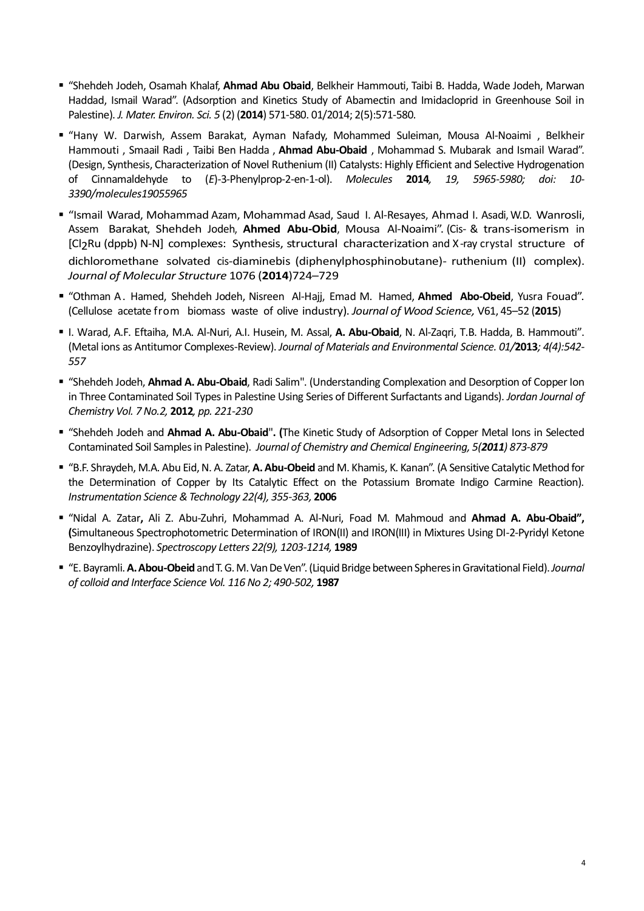- "Shehdeh Jodeh, Osamah Khalaf, **Ahmad Abu Obaid**, Belkheir Hammouti, Taibi B. Hadda, Wade Jodeh, Marwan Haddad, Ismail Warad". (Adsorption and Kinetics Study of Abamectin and Imidacloprid in Greenhouse Soil in Palestine). *J. Mater. Environ. Sci. 5* (2) (**2014**) 571-580. 01/2014; 2(5):571-580.
- "Hany W. Darwish, Assem Barakat, Ayman Nafady, Mohammed Suleiman, Mousa Al-Noaimi , Belkheir Hammouti , Smaail Radi , Taibi Ben Hadda , **Ahmad Abu-Obaid** , Mohammad S. Mubarak and Ismail Warad". (Design, Synthesis, Characterization of Novel Ruthenium (II) Catalysts: Highly Efficient and Selective Hydrogenation of Cinnamaldehyde to (*E*)-3-Phenylprop-2-en-1-ol). *Molecules* **2014***, 19, 5965-5980; doi: 10-3390/molecules19055965*
- "Ismail Warad, Mohammad Azam, Mohammad Asad, Saud I. Al-Resayes, Ahmad I. Asadi, W.D. Wanrosli, Assem Barakat, Shehdeh Jodeh, **Ahmed Abu-Obid**, Mousa Al-Noaimi". (Cis- & trans-isomerism in [$Cl_2$Ru (dppb) N-N] complexes: Synthesis, structural characterization and X-ray crystal structure of dichloromethane solvated cis-diaminebis (diphenylphosphinobutane)- ruthenium (II) complex). *Journal of Molecular Structure* 1076 (**2014**)724–729
- "Othman A. Hamed, Shehdeh Jodeh, Nisreen Al-Hajj, Emad M. Hamed, **Ahmed Abo-Obeid**, Yusra Fouad". (Cellulose acetate from biomass waste of olive industry). *Journal of Wood Science,* V61, 45–52 (**2015**)
- I. Warad, A.F. Eftaiha, M.A. Al-Nuri, A.I. Husein, M. Assal, **A. Abu-Obaid**, N. Al-Zaqri, T.B. Hadda, B. Hammouti". (Metal ions as Antitumor Complexes-Review). *Journal of Materials and Environmental Science. 01/***2013***; 4(4):542-557*
- "Shehdeh Jodeh, **Ahmad A. Abu-Obaid**, Radi Salim". (Understanding Complexation and Desorption of Copper Ion in Three Contaminated Soil Types in Palestine Using Series of Different Surfactants and Ligands). *Jordan Journal of Chemistry Vol. 7 No.2,* **2012***, pp. 221-230*
- "Shehdeh Jodeh and **Ahmad A. Abu-Obaid". (**The Kinetic Study of Adsorption of Copper Metal Ions in Selected Contaminated Soil Samples in Palestine). *Journal of Chemistry and Chemical Engineering, 5(**2011**) 873-879*
- "B.F. Shraydeh, M.A. Abu Eid, N. A. Zatar, **A. Abu-Obeid** and M. Khamis, K. Kanan". (A Sensitive Catalytic Method for the Determination of Copper by Its Catalytic Effect on the Potassium Bromate Indigo Carmine Reaction). *Instrumentation Science & Technology 22(4), 355-363,* **2006**
- "Nidal A. Zatar**,** Ali Z. Abu-Zuhri, Mohammad A. Al-Nuri, Foad M. Mahmoud and **Ahmad A. Abu-Obaid", (**Simultaneous Spectrophotometric Determination of IRON(II) and IRON(III) in Mixtures Using DI-2-Pyridyl Ketone Benzoylhydrazine). *Spectroscopy Letters 22(9), 1203-1214,* **1989**
- "E. Bayramli. **A. Abou-Obeid** and T. G. M. Van De Ven". (Liquid Bridge between Spheres in Gravitational Field). *Journal of colloid and Interface Science Vol. 116 No 2; 490-502,* **1987**